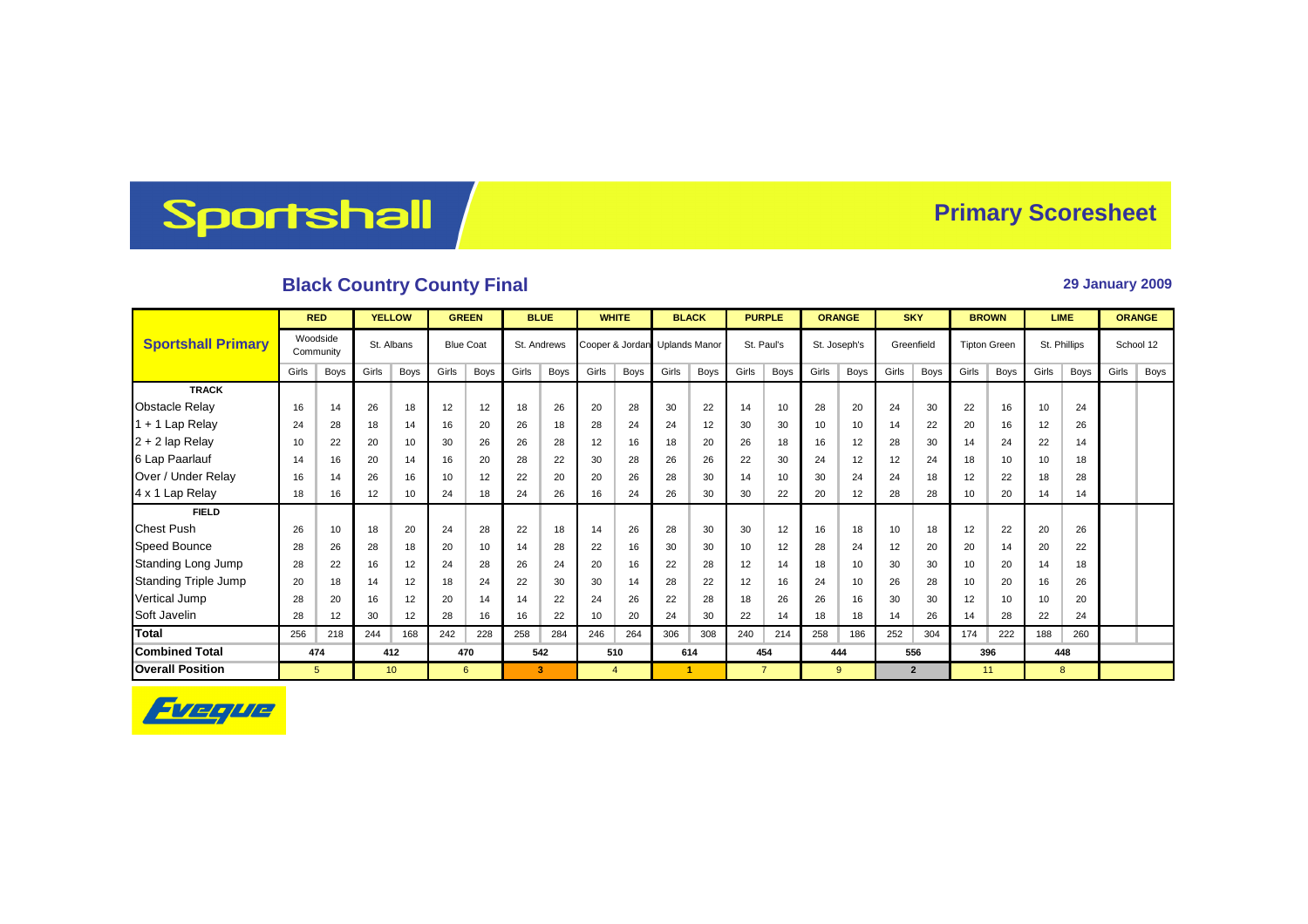# Sportshall

## Primary Scoresheet

### Black Country County Final

**29 January 2009**

| Sportshall Primary | RED | | YELLOW | | GREEN | | BLUE | | WHITE | | BLACK | | PURPLE | | ORANGE | | SKY | | BROWN | | LIME | | ORANGE | |
|---|---|---|---|---|---|---|---|---|---|---|---|---|---|---|---|---|---|---|---|---|---|---|---|---|
| | Woodside Community | | St. Albans | | Blue Coat | | St. Andrews | | Cooper & Jordan | | Uplands Manor | | St. Paul's | | St. Joseph's | | Greenfield | | Tipton Green | | St. Phillips | | School 12 | |
| | Girls | Boys | Girls | Boys | Girls | Boys | Girls | Boys | Girls | Boys | Girls | Boys | Girls | Boys | Girls | Boys | Girls | Boys | Girls | Boys | Girls | Boys | Girls | Boys |
| **TRACK** | | | | | | | | | | | | | | | | | | | | | | | | |
| Obstacle Relay | 16 | 14 | 26 | 18 | 12 | 12 | 18 | 26 | 20 | 28 | 30 | 22 | 14 | 10 | 28 | 20 | 24 | 30 | 22 | 16 | 10 | 24 | | |
| 1 + 1 Lap Relay | 24 | 28 | 18 | 14 | 16 | 20 | 26 | 18 | 28 | 24 | 24 | 12 | 30 | 30 | 10 | 10 | 14 | 22 | 20 | 16 | 12 | 26 | | |
| 2 + 2 lap Relay | 10 | 22 | 20 | 10 | 30 | 26 | 26 | 28 | 12 | 16 | 18 | 20 | 26 | 18 | 16 | 12 | 28 | 30 | 14 | 24 | 22 | 14 | | |
| 6 Lap Paarlauf | 14 | 16 | 20 | 14 | 16 | 20 | 28 | 22 | 30 | 28 | 26 | 26 | 22 | 30 | 24 | 12 | 12 | 24 | 18 | 10 | 10 | 18 | | |
| Over / Under Relay | 16 | 14 | 26 | 16 | 10 | 12 | 22 | 20 | 20 | 26 | 28 | 30 | 14 | 10 | 30 | 24 | 24 | 18 | 12 | 22 | 18 | 28 | | |
| 4 x 1 Lap Relay | 18 | 16 | 12 | 10 | 24 | 18 | 24 | 26 | 16 | 24 | 26 | 30 | 30 | 22 | 20 | 12 | 28 | 28 | 10 | 20 | 14 | 14 | | |
| **FIELD** | | | | | | | | | | | | | | | | | | | | | | | | |
| Chest Push | 26 | 10 | 18 | 20 | 24 | 28 | 22 | 18 | 14 | 26 | 28 | 30 | 30 | 12 | 16 | 18 | 10 | 18 | 12 | 22 | 20 | 26 | | |
| Speed Bounce | 28 | 26 | 28 | 18 | 20 | 10 | 14 | 28 | 22 | 16 | 30 | 30 | 10 | 12 | 28 | 24 | 12 | 20 | 20 | 14 | 20 | 22 | | |
| Standing Long Jump | 28 | 22 | 16 | 12 | 24 | 28 | 26 | 24 | 20 | 16 | 22 | 28 | 12 | 14 | 18 | 10 | 30 | 30 | 10 | 20 | 14 | 18 | | |
| Standing Triple Jump | 20 | 18 | 14 | 12 | 18 | 24 | 22 | 30 | 30 | 14 | 28 | 22 | 12 | 16 | 24 | 10 | 26 | 28 | 10 | 20 | 16 | 26 | | |
| Vertical Jump | 28 | 20 | 16 | 12 | 20 | 14 | 14 | 22 | 24 | 26 | 22 | 28 | 18 | 26 | 26 | 16 | 30 | 30 | 12 | 10 | 10 | 20 | | |
| Soft Javelin | 28 | 12 | 30 | 12 | 28 | 16 | 16 | 22 | 10 | 20 | 24 | 30 | 22 | 14 | 18 | 18 | 14 | 26 | 14 | 28 | 22 | 24 | | |
| **Total** | 256 | 218 | 244 | 168 | 242 | 228 | 258 | 284 | 246 | 264 | 306 | 308 | 240 | 214 | 258 | 186 | 252 | 304 | 174 | 222 | 188 | 260 | | |
| **Combined Total** | 474 | | 412 | | 470 | | 542 | | 510 | | 614 | | 454 | | 444 | | 556 | | 396 | | 448 | | | |
| **Overall Position** | 5 | | 10 | | 6 | | 3 | | 4 | | 1 | | 7 | | 9 | | 2 | | 11 | | 8 | | | |

Eveque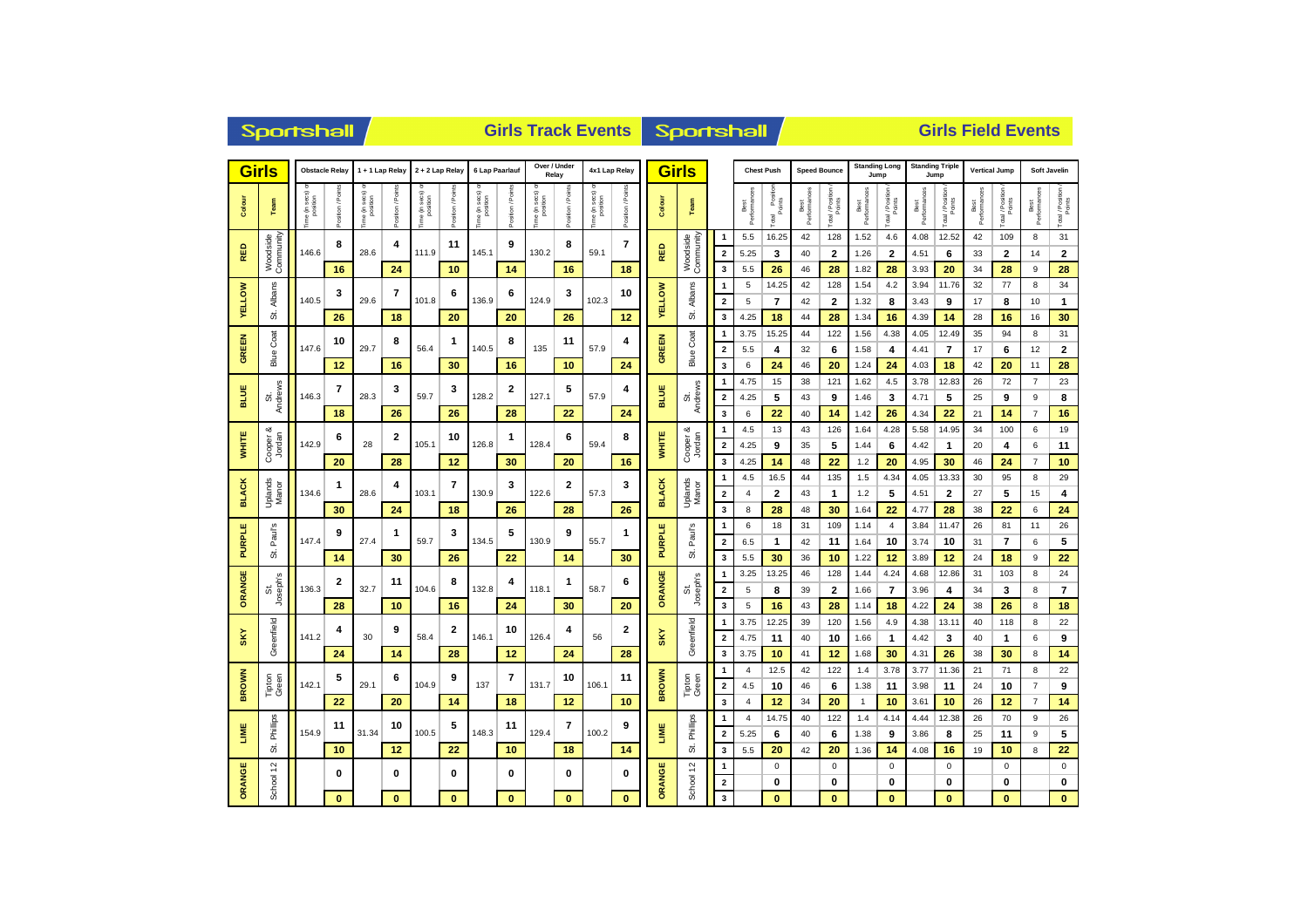## Sportshall — Girls Track Events

| Colour | Team | Obstacle Relay | | | 1 + 1 Lap Relay | | | 2 + 2 Lap Relay | | | 6 Lap Paarlauf | | | Over / Under Relay | | | 4x1 Lap Relay | | |
|---|---|---|---|---|---|---|---|---|---|---|---|---|---|---|---|---|---|---|---|
| | | Time (in secs) or position | Position | Points | Time (in secs) or position | Position | Points | Time (in secs) or position | Position | Points | Time (in secs) or position | Position | Points | Time (in secs) or position | Position | Points | Time (in secs) or position | Position | Points |
| RED | Woodside Community | 146.6 | 8 | 16 | 28.6 | 4 | 24 | 111.9 | 11 | 10 | 145.1 | 9 | 14 | 130.2 | 8 | 16 | 59.1 | 7 | 18 |
| YELLOW | St. Albans | 140.5 | 3 | 26 | 29.6 | 7 | 18 | 101.8 | 6 | 20 | 136.9 | 6 | 20 | 124.9 | 3 | 26 | 102.3 | 10 | 12 |
| GREEN | Blue Coat | 147.6 | 10 | 12 | 29.7 | 8 | 16 | 56.4 | 1 | 30 | 140.5 | 8 | 16 | 135 | 11 | 10 | 57.9 | 4 | 24 |
| BLUE | St. Andrews | 146.3 | 7 | 18 | 28.3 | 3 | 26 | 59.7 | 3 | 26 | 128.2 | 2 | 28 | 127.1 | 5 | 22 | 57.9 | 4 | 24 |
| WHITE | Cooper & Jordan | 142.9 | 6 | 20 | 28 | 2 | 28 | 105.1 | 10 | 12 | 126.8 | 1 | 30 | 128.4 | 6 | 20 | 59.4 | 8 | 16 |
| BLACK | Uplands Manor | 134.6 | 1 | 30 | 28.6 | 4 | 24 | 103.1 | 7 | 18 | 130.9 | 3 | 26 | 122.6 | 2 | 28 | 57.3 | 3 | 26 |
| PURPLE | St. Paul's | 147.4 | 9 | 14 | 27.4 | 1 | 30 | 59.7 | 3 | 26 | 134.5 | 5 | 22 | 130.9 | 9 | 14 | 55.7 | 1 | 30 |
| ORANGE | St. Joseph's | 136.3 | 2 | 28 | 32.7 | 11 | 10 | 104.6 | 8 | 16 | 132.8 | 4 | 24 | 118.1 | 1 | 30 | 58.7 | 6 | 20 |
| SKY | Greenfield | 141.2 | 4 | 24 | 30 | 9 | 14 | 58.4 | 2 | 28 | 146.1 | 10 | 12 | 126.4 | 4 | 24 | 56 | 2 | 28 |
| BROWN | Tipton Green | 142.1 | 5 | 22 | 29.1 | 6 | 20 | 104.9 | 9 | 14 | 137 | 7 | 18 | 131.7 | 10 | 12 | 106.1 | 11 | 10 |
| LIME | St. Phillips | 154.9 | 11 | 10 | 31.34 | 10 | 12 | 100.5 | 5 | 22 | 148.3 | 11 | 10 | 129.4 | 7 | 18 | 100.2 | 9 | 14 |
| ORANGE | School 12 | | 0 | 0 | | 0 | 0 | | 0 | 0 | | 0 | 0 | | 0 | 0 | | 0 | 0 |

## Sportshall — Girls Field Events

| Colour | Team | | Chest Push | | Speed Bounce | | Standing Long Jump | | Standing Triple Jump | | Vertical Jump | | Soft Javelin | |
|---|---|---|---|---|---|---|---|---|---|---|---|---|---|---|
| | | | Best Performances | Total / Position / Points | Best Performances | Total / Position / Points | Best Performances | Total / Position / Points | Best Performances | Total / Position / Points | Best Performances | Total / Position / Points | Best Performances | Total / Position / Points |
| RED | Woodside Community | 1 | 5.5 | 16.25 | 42 | 128 | 1.52 | 4.6 | 4.08 | 12.52 | 42 | 109 | 8 | 31 |
| | | 2 | 5.25 | 3 | 40 | 2 | 1.26 | 2 | 4.51 | 6 | 33 | 2 | 14 | 2 |
| | | 3 | 5.5 | 26 | 46 | 28 | 1.82 | 28 | 3.93 | 20 | 34 | 28 | 9 | 28 |
| YELLOW | St. Albans | 1 | 5 | 14.25 | 42 | 128 | 1.54 | 4.2 | 3.94 | 11.76 | 32 | 77 | 8 | 34 |
| | | 2 | 5 | 7 | 42 | 2 | 1.32 | 8 | 3.43 | 9 | 17 | 8 | 10 | 1 |
| | | 3 | 4.25 | 18 | 44 | 28 | 1.34 | 16 | 4.39 | 14 | 28 | 16 | 16 | 30 |
| GREEN | Blue Coat | 1 | 3.75 | 15.25 | 44 | 122 | 1.56 | 4.38 | 4.05 | 12.49 | 35 | 94 | 8 | 31 |
| | | 2 | 5.5 | 4 | 32 | 6 | 1.58 | 4 | 4.41 | 7 | 17 | 6 | 12 | 2 |
| | | 3 | 6 | 24 | 46 | 20 | 1.24 | 24 | 4.03 | 18 | 42 | 20 | 11 | 28 |
| BLUE | St. Andrews | 1 | 4.75 | 15 | 38 | 121 | 1.62 | 4.5 | 3.78 | 12.83 | 26 | 72 | 7 | 23 |
| | | 2 | 4.25 | 5 | 43 | 9 | 1.46 | 3 | 4.71 | 5 | 25 | 9 | 9 | 8 |
| | | 3 | 6 | 22 | 40 | 14 | 1.42 | 26 | 4.34 | 22 | 21 | 14 | 7 | 16 |
| WHITE | Cooper & Jordan | 1 | 4.5 | 13 | 43 | 126 | 1.64 | 4.28 | 5.58 | 14.95 | 34 | 100 | 6 | 19 |
| | | 2 | 4.25 | 9 | 35 | 5 | 1.44 | 6 | 4.42 | 1 | 20 | 4 | 6 | 11 |
| | | 3 | 4.25 | 14 | 48 | 22 | 1.2 | 20 | 4.95 | 30 | 46 | 24 | 7 | 10 |
| BLACK | Uplands Manor | 1 | 4.5 | 16.5 | 44 | 135 | 1.5 | 4.34 | 4.05 | 13.33 | 30 | 95 | 8 | 29 |
| | | 2 | 4 | 2 | 43 | 1 | 1.2 | 5 | 4.51 | 2 | 27 | 5 | 15 | 4 |
| | | 3 | 8 | 28 | 48 | 30 | 1.64 | 22 | 4.77 | 28 | 38 | 22 | 6 | 24 |
| PURPLE | St. Paul's | 1 | 6 | 18 | 31 | 109 | 1.14 | 4 | 3.84 | 11.47 | 26 | 81 | 11 | 26 |
| | | 2 | 6.5 | 1 | 42 | 11 | 1.64 | 10 | 3.74 | 10 | 31 | 7 | 6 | 5 |
| | | 3 | 5.5 | 30 | 36 | 10 | 1.22 | 12 | 3.89 | 12 | 24 | 18 | 9 | 22 |
| ORANGE | St. Joseph's | 1 | 3.25 | 13.25 | 46 | 128 | 1.44 | 4.24 | 4.68 | 12.86 | 31 | 103 | 8 | 24 |
| | | 2 | 5 | 8 | 39 | 2 | 1.66 | 7 | 3.96 | 4 | 34 | 3 | 8 | 7 |
| | | 3 | 5 | 16 | 43 | 28 | 1.14 | 18 | 4.22 | 24 | 38 | 26 | 8 | 18 |
| SKY | Greenfield | 1 | 3.75 | 12.25 | 39 | 120 | 1.56 | 4.9 | 4.38 | 13.11 | 40 | 118 | 8 | 22 |
| | | 2 | 4.75 | 11 | 40 | 10 | 1.66 | 1 | 4.42 | 3 | 40 | 1 | 6 | 9 |
| | | 3 | 3.75 | 10 | 41 | 12 | 1.68 | 30 | 4.31 | 26 | 38 | 30 | 8 | 14 |
| BROWN | Tipton Green | 1 | 4 | 12.5 | 42 | 122 | 1.4 | 3.78 | 3.77 | 11.36 | 21 | 71 | 8 | 22 |
| | | 2 | 4.5 | 10 | 46 | 6 | 1.38 | 11 | 3.98 | 11 | 24 | 10 | 7 | 9 |
| | | 3 | 4 | 12 | 34 | 20 | 1 | 10 | 3.61 | 10 | 26 | 12 | 7 | 14 |
| LIME | St. Phillips | 1 | 4 | 14.75 | 40 | 122 | 1.4 | 4.14 | 4.44 | 12.38 | 26 | 70 | 9 | 26 |
| | | 2 | 5.25 | 6 | 40 | 6 | 1.38 | 9 | 3.86 | 8 | 25 | 11 | 9 | 5 |
| | | 3 | 5.5 | 20 | 42 | 20 | 1.36 | 14 | 4.08 | 16 | 19 | 10 | 8 | 22 |
| ORANGE | School 12 | 1 | | 0 | | 0 | | 0 | | 0 | | 0 | | 0 |
| | | 2 | | 0 | | 0 | | 0 | | 0 | | 0 | | 0 |
| | | 3 | | 0 | | 0 | | 0 | | 0 | | 0 | | 0 |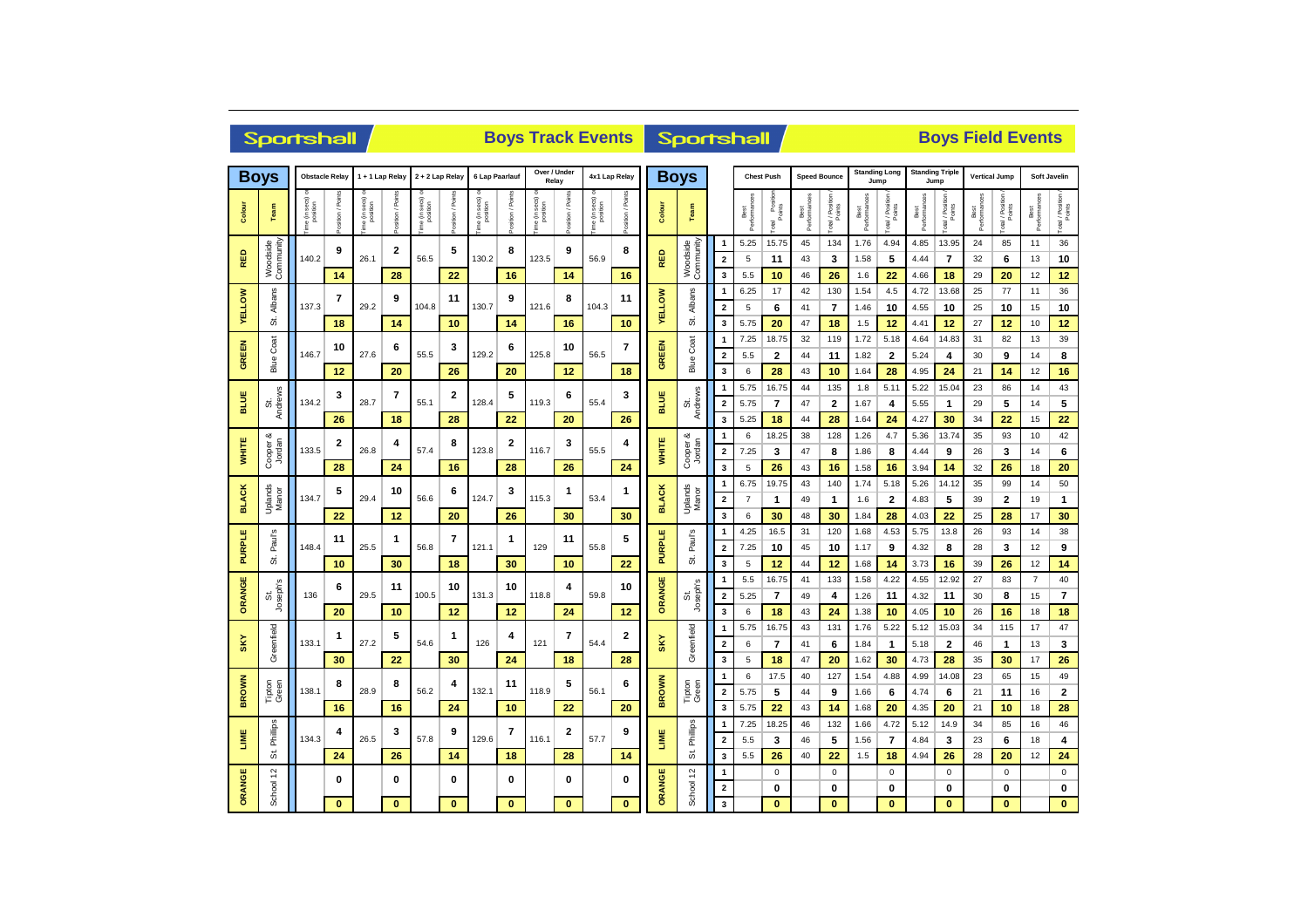## Sportshall — Boys Track Events

| Colour | Team | Obstacle Relay Time (in secs) or position | Obstacle Relay Position / Points | 1 + 1 Lap Relay Time (in secs) or position | 1 + 1 Lap Relay Position / Points | 2 + 2 Lap Relay Time (in secs) or position | 2 + 2 Lap Relay Position / Points | 6 Lap Paarlauf Time (in secs) or position | 6 Lap Paarlauf Position / Points | Over / Under Relay Time (in secs) or position | Over / Under Relay Position / Points | 4x1 Lap Relay Time (in secs) or position | 4x1 Lap Relay Position / Points |
|---|---|---|---|---|---|---|---|---|---|---|---|---|---|
| RED | Woodside Community | 140.2 | 9 / 14 | 26.1 | 2 / 28 | 56.5 | 5 / 22 | 130.2 | 8 / 16 | 123.5 | 9 / 14 | 56.9 | 8 / 16 |
| YELLOW | St. Albans | 137.3 | 7 / 18 | 29.2 | 9 / 14 | 104.8 | 11 / 10 | 130.7 | 9 / 14 | 121.6 | 8 / 16 | 104.3 | 11 / 10 |
| GREEN | Blue Coat | 146.7 | 10 / 12 | 27.6 | 6 / 20 | 55.5 | 3 / 26 | 129.2 | 6 / 20 | 125.8 | 10 / 12 | 56.5 | 7 / 18 |
| BLUE | St. Andrews | 134.2 | 3 / 26 | 28.7 | 7 / 18 | 55.1 | 2 / 28 | 128.4 | 5 / 22 | 119.3 | 6 / 20 | 55.4 | 3 / 26 |
| WHITE | Cooper & Jordan | 133.5 | 2 / 28 | 26.8 | 4 / 24 | 57.4 | 8 / 16 | 123.8 | 2 / 28 | 116.7 | 3 / 26 | 55.5 | 4 / 24 |
| BLACK | Uplands Manor | 134.7 | 5 / 22 | 29.4 | 10 / 12 | 56.6 | 6 / 20 | 124.7 | 3 / 26 | 115.3 | 1 / 30 | 53.4 | 1 / 30 |
| PURPLE | St. Paul's | 148.4 | 11 / 10 | 25.5 | 1 / 30 | 56.8 | 7 / 18 | 121.1 | 1 / 30 | 129 | 11 / 10 | 55.8 | 5 / 22 |
| ORANGE | St. Joseph's | 136 | 6 / 20 | 29.5 | 11 / 10 | 100.5 | 10 / 12 | 131.3 | 10 / 12 | 118.8 | 4 / 24 | 59.8 | 10 / 12 |
| SKY | Greenfield | 133.1 | 1 / 30 | 27.2 | 5 / 22 | 54.6 | 1 / 30 | 126 | 4 / 24 | 121 | 7 / 18 | 54.4 | 2 / 28 |
| BROWN | Tipton Green | 138.1 | 8 / 16 | 28.9 | 8 / 16 | 56.2 | 4 / 24 | 132.1 | 11 / 10 | 118.9 | 5 / 22 | 56.1 | 6 / 20 |
| LIME | St. Phillips | 134.3 | 4 / 24 | 26.5 | 3 / 26 | 57.8 | 9 / 14 | 129.6 | 7 / 18 | 116.1 | 2 / 28 | 57.7 | 9 / 14 |
| ORANGE | School 12 | | 0 / 0 | | 0 / 0 | | 0 / 0 | | 0 / 0 | | 0 / 0 | | 0 / 0 |

## Sportshall — Boys Field Events

| Colour | Team | | Chest Push Best Performances | Chest Push Total / Position / Points | Speed Bounce Best Performances | Speed Bounce Total / Position / Points | Standing Long Jump Best Performances | Standing Long Jump Total / Position / Points | Standing Triple Jump Best Performances | Standing Triple Jump Total / Position / Points | Vertical Jump Best Performances | Vertical Jump Total / Position / Points | Soft Javelin Best Performances | Soft Javelin Total / Position / Points |
|---|---|---|---|---|---|---|---|---|---|---|---|---|---|---|
| RED | Woodside Community | 1 | 5.25 | 15.75 | 45 | 134 | 1.76 | 4.94 | 4.85 | 13.95 | 24 | 85 | 11 | 36 |
| | | 2 | 5 | 11 | 43 | 3 | 1.58 | 5 | 4.44 | 7 | 32 | 6 | 13 | 10 |
| | | 3 | 5.5 | 10 | 46 | 26 | 1.6 | 22 | 4.66 | 18 | 29 | 20 | 12 | 12 |
| YELLOW | St. Albans | 1 | 6.25 | 17 | 42 | 130 | 1.54 | 4.5 | 4.72 | 13.68 | 25 | 77 | 11 | 36 |
| | | 2 | 5 | 6 | 41 | 7 | 1.46 | 10 | 4.55 | 10 | 25 | 10 | 15 | 10 |
| | | 3 | 5.75 | 20 | 47 | 18 | 1.5 | 12 | 4.41 | 12 | 27 | 12 | 10 | 12 |
| GREEN | Blue Coat | 1 | 7.25 | 18.75 | 32 | 119 | 1.72 | 5.18 | 4.64 | 14.83 | 31 | 82 | 13 | 39 |
| | | 2 | 5.5 | 2 | 44 | 11 | 1.82 | 2 | 5.24 | 4 | 30 | 9 | 14 | 8 |
| | | 3 | 6 | 28 | 43 | 10 | 1.64 | 28 | 4.95 | 24 | 21 | 14 | 12 | 16 |
| BLUE | St. Andrews | 1 | 5.75 | 16.75 | 44 | 135 | 1.8 | 5.11 | 5.22 | 15.04 | 23 | 86 | 14 | 43 |
| | | 2 | 5.75 | 7 | 47 | 2 | 1.67 | 4 | 5.55 | 1 | 29 | 5 | 14 | 5 |
| | | 3 | 5.25 | 18 | 44 | 28 | 1.64 | 24 | 4.27 | 30 | 34 | 22 | 15 | 22 |
| WHITE | Cooper & Jordan | 1 | 6 | 18.25 | 38 | 128 | 1.26 | 4.7 | 5.36 | 13.74 | 35 | 93 | 10 | 42 |
| | | 2 | 7.25 | 3 | 47 | 8 | 1.86 | 8 | 4.44 | 9 | 26 | 3 | 14 | 6 |
| | | 3 | 5 | 26 | 43 | 16 | 1.58 | 16 | 3.94 | 14 | 32 | 26 | 18 | 20 |
| BLACK | Uplands Manor | 1 | 6.75 | 19.75 | 43 | 140 | 1.74 | 5.18 | 5.26 | 14.12 | 35 | 99 | 14 | 50 |
| | | 2 | 7 | 1 | 49 | 1 | 1.6 | 2 | 4.83 | 5 | 39 | 2 | 19 | 1 |
| | | 3 | 6 | 30 | 48 | 30 | 1.84 | 28 | 4.03 | 22 | 25 | 28 | 17 | 30 |
| PURPLE | St. Paul's | 1 | 4.25 | 16.5 | 31 | 120 | 1.68 | 4.53 | 5.75 | 13.8 | 26 | 93 | 14 | 38 |
| | | 2 | 7.25 | 10 | 45 | 10 | 1.17 | 9 | 4.32 | 8 | 28 | 3 | 12 | 9 |
| | | 3 | 5 | 12 | 44 | 12 | 1.68 | 14 | 3.73 | 16 | 39 | 26 | 12 | 14 |
| ORANGE | St. Joseph's | 1 | 5.5 | 16.75 | 41 | 133 | 1.58 | 4.22 | 4.55 | 12.92 | 27 | 83 | 7 | 40 |
| | | 2 | 5.25 | 7 | 49 | 4 | 1.26 | 11 | 4.32 | 11 | 30 | 8 | 15 | 7 |
| | | 3 | 6 | 18 | 43 | 24 | 1.38 | 10 | 4.05 | 10 | 26 | 16 | 18 | 18 |
| SKY | Greenfield | 1 | 5.75 | 16.75 | 43 | 131 | 1.76 | 5.22 | 5.12 | 15.03 | 34 | 115 | 17 | 47 |
| | | 2 | 6 | 7 | 41 | 6 | 1.84 | 1 | 5.18 | 2 | 46 | 1 | 13 | 3 |
| | | 3 | 5 | 18 | 47 | 20 | 1.62 | 30 | 4.73 | 28 | 35 | 30 | 17 | 26 |
| BROWN | Tipton Green | 1 | 6 | 17.5 | 40 | 127 | 1.54 | 4.88 | 4.99 | 14.08 | 23 | 65 | 15 | 49 |
| | | 2 | 5.75 | 5 | 44 | 9 | 1.66 | 6 | 4.74 | 6 | 21 | 11 | 16 | 2 |
| | | 3 | 5.75 | 22 | 43 | 14 | 1.68 | 20 | 4.35 | 20 | 21 | 10 | 18 | 28 |
| LIME | St. Phillips | 1 | 7.25 | 18.25 | 46 | 132 | 1.66 | 4.72 | 5.12 | 14.9 | 34 | 85 | 16 | 46 |
| | | 2 | 5.5 | 3 | 46 | 5 | 1.56 | 7 | 4.84 | 3 | 23 | 6 | 18 | 4 |
| | | 3 | 5.5 | 26 | 40 | 22 | 1.5 | 18 | 4.94 | 26 | 28 | 20 | 12 | 24 |
| ORANGE | School 12 | 1 | | 0 | | 0 | | 0 | | 0 | | 0 | | 0 |
| | | 2 | | 0 | | 0 | | 0 | | 0 | | 0 | | 0 |
| | | 3 | | 0 | | 0 | | 0 | | 0 | | 0 | | 0 |